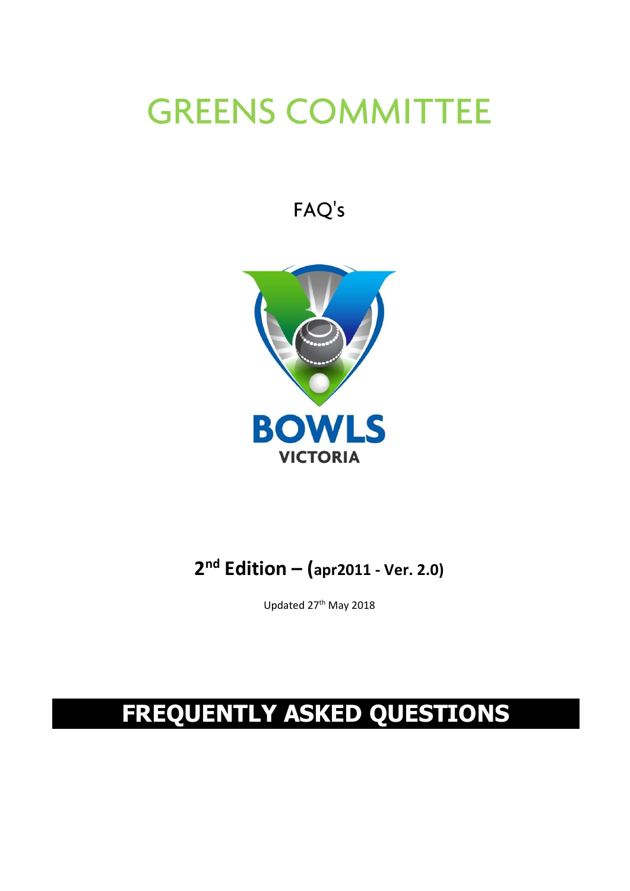# GREENS COMMITTEE

FAQ's

BOWLS

VICTORIA

**2nd Edition – (apr2011 - Ver. 2.0)**

Updated 27th May 2018

# FREQUENTLY ASKED QUESTIONS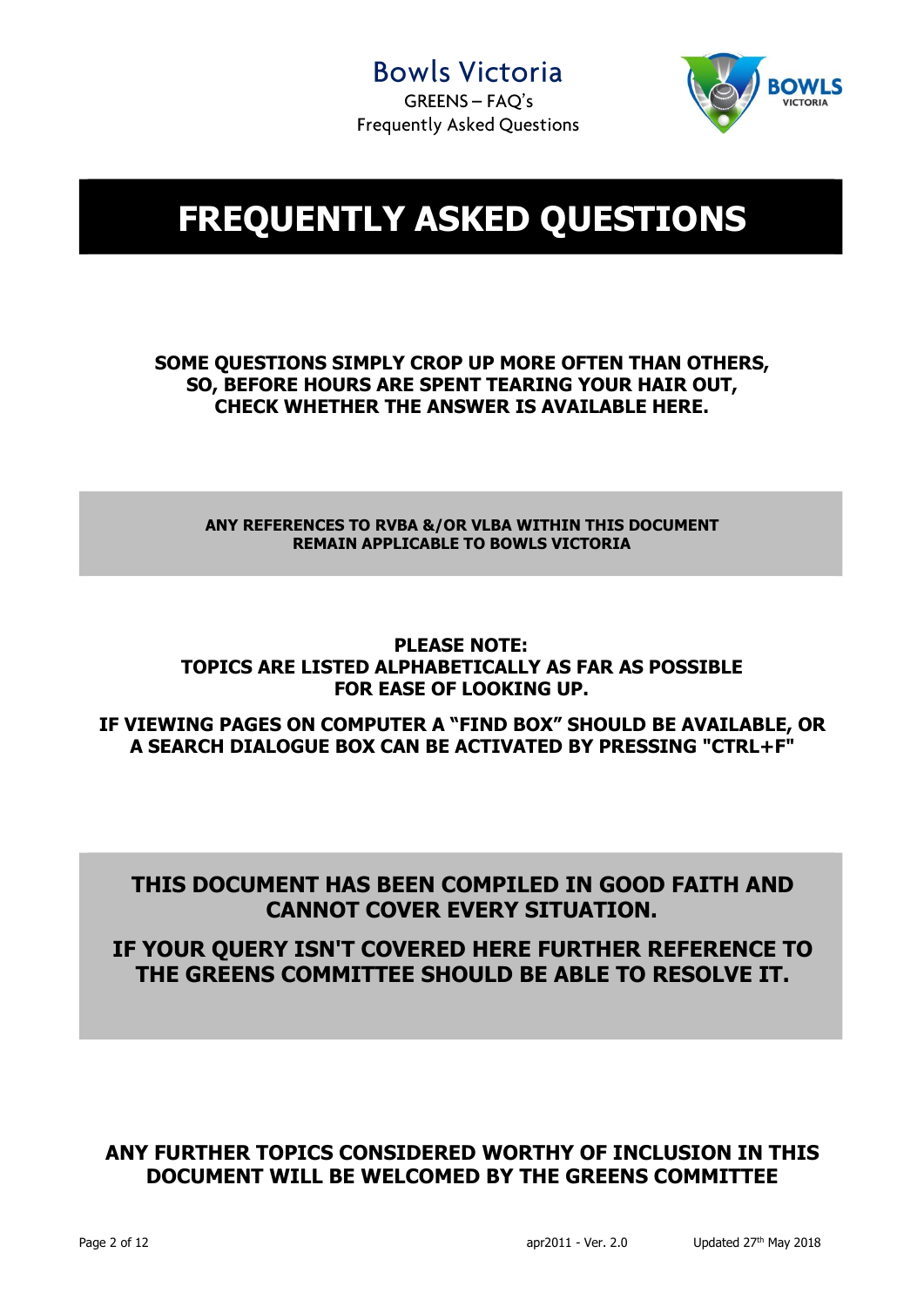# FREQUENTLY ASKED QUESTIONS

**SOME QUESTIONS SIMPLY CROP UP MORE OFTEN THAN OTHERS, SO, BEFORE HOURS ARE SPENT TEARING YOUR HAIR OUT, CHECK WHETHER THE ANSWER IS AVAILABLE HERE.**

**ANY REFERENCES TO RVBA &/OR VLBA WITHIN THIS DOCUMENT REMAIN APPLICABLE TO BOWLS VICTORIA**

**PLEASE NOTE:**
**TOPICS ARE LISTED ALPHABETICALLY AS FAR AS POSSIBLE FOR EASE OF LOOKING UP.**

**IF VIEWING PAGES ON COMPUTER A "FIND BOX" SHOULD BE AVAILABLE, OR A SEARCH DIALOGUE BOX CAN BE ACTIVATED BY PRESSING "CTRL+F"**

**THIS DOCUMENT HAS BEEN COMPILED IN GOOD FAITH AND CANNOT COVER EVERY SITUATION.**

**IF YOUR QUERY ISN'T COVERED HERE FURTHER REFERENCE TO THE GREENS COMMITTEE SHOULD BE ABLE TO RESOLVE IT.**

**ANY FURTHER TOPICS CONSIDERED WORTHY OF INCLUSION IN THIS DOCUMENT WILL BE WELCOMED BY THE GREENS COMMITTEE**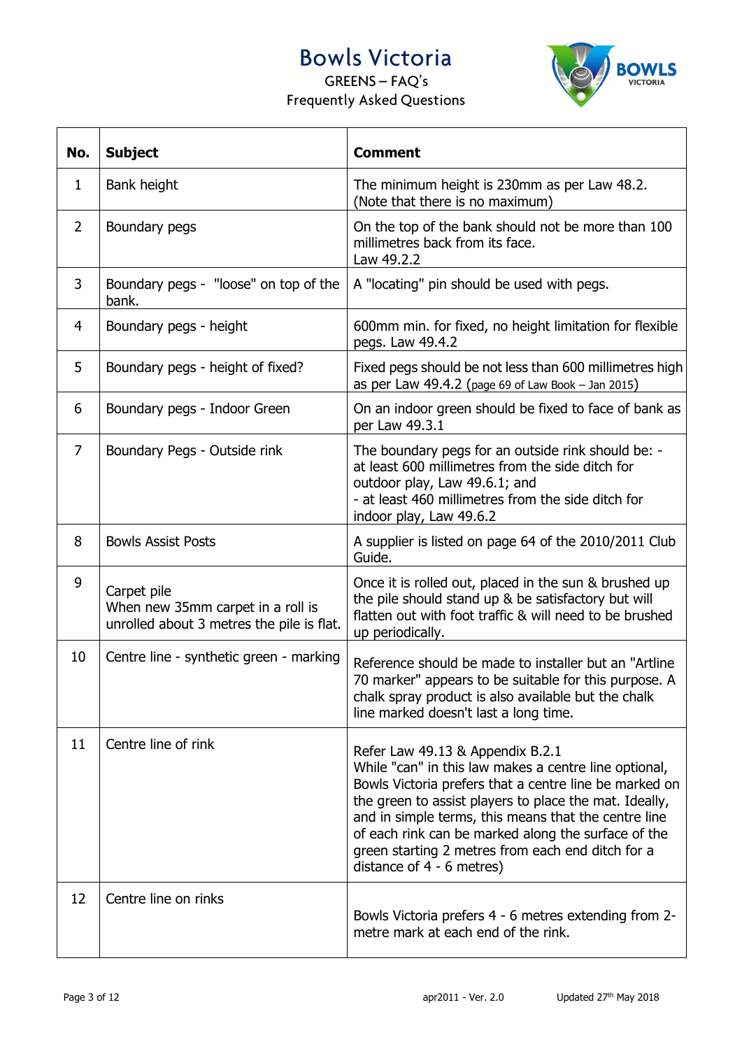# Bowls Victoria

GREENS – FAQ's

Frequently Asked Questions

| No. | Subject | Comment |
|---|---|---|
| 1 | Bank height | The minimum height is 230mm as per Law 48.2. (Note that there is no maximum) |
| 2 | Boundary pegs | On the top of the bank should not be more than 100 millimetres back from its face. Law 49.2.2 |
| 3 | Boundary pegs - "loose" on top of the bank. | A "locating" pin should be used with pegs. |
| 4 | Boundary pegs - height | 600mm min. for fixed, no height limitation for flexible pegs. Law 49.4.2 |
| 5 | Boundary pegs - height of fixed? | Fixed pegs should be not less than 600 millimetres high as per Law 49.4.2 (page 69 of Law Book – Jan 2015) |
| 6 | Boundary pegs - Indoor Green | On an indoor green should be fixed to face of bank as per Law 49.3.1 |
| 7 | Boundary Pegs - Outside rink | The boundary pegs for an outside rink should be: - at least 600 millimetres from the side ditch for outdoor play, Law 49.6.1; and - at least 460 millimetres from the side ditch for indoor play, Law 49.6.2 |
| 8 | Bowls Assist Posts | A supplier is listed on page 64 of the 2010/2011 Club Guide. |
| 9 | Carpet pile When new 35mm carpet in a roll is unrolled about 3 metres the pile is flat. | Once it is rolled out, placed in the sun & brushed up the pile should stand up & be satisfactory but will flatten out with foot traffic & will need to be brushed up periodically. |
| 10 | Centre line - synthetic green - marking | Reference should be made to installer but an "Artline 70 marker" appears to be suitable for this purpose. A chalk spray product is also available but the chalk line marked doesn't last a long time. |
| 11 | Centre line of rink | Refer Law 49.13 & Appendix B.2.1 While "can" in this law makes a centre line optional, Bowls Victoria prefers that a centre line be marked on the green to assist players to place the mat. Ideally, and in simple terms, this means that the centre line of each rink can be marked along the surface of the green starting 2 metres from each end ditch for a distance of 4 - 6 metres) |
| 12 | Centre line on rinks | Bowls Victoria prefers 4 - 6 metres extending from 2-metre mark at each end of the rink. |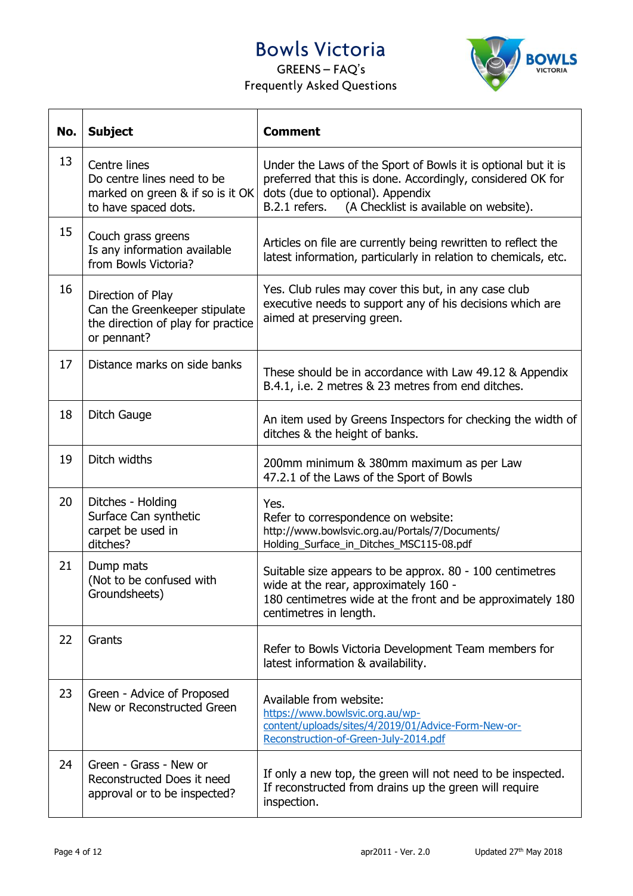# Bowls Victoria

GREENS – FAQ's

Frequently Asked Questions

| No. | Subject | Comment |
|---|---|---|
| 13 | Centre lines<br>Do centre lines need to be marked on green & if so is it OK to have spaced dots. | Under the Laws of the Sport of Bowls it is optional but it is preferred that this is done. Accordingly, considered OK for dots (due to optional). Appendix B.2.1 refers. (A Checklist is available on website). |
| 15 | Couch grass greens<br>Is any information available from Bowls Victoria? | Articles on file are currently being rewritten to reflect the latest information, particularly in relation to chemicals, etc. |
| 16 | Direction of Play<br>Can the Greenkeeper stipulate the direction of play for practice or pennant? | Yes. Club rules may cover this but, in any case club executive needs to support any of his decisions which are aimed at preserving green. |
| 17 | Distance marks on side banks | These should be in accordance with Law 49.12 & Appendix B.4.1, i.e. 2 metres & 23 metres from end ditches. |
| 18 | Ditch Gauge | An item used by Greens Inspectors for checking the width of ditches & the height of banks. |
| 19 | Ditch widths | 200mm minimum & 380mm maximum as per Law 47.2.1 of the Laws of the Sport of Bowls |
| 20 | Ditches - Holding Surface Can synthetic carpet be used in ditches? | Yes.<br>Refer to correspondence on website:<br>http://www.bowlsvic.org.au/Portals/7/Documents/Holding_Surface_in_Ditches_MSC115-08.pdf |
| 21 | Dump mats<br>(Not to be confused with Groundsheets) | Suitable size appears to be approx. 80 - 100 centimetres wide at the rear, approximately 160 - 180 centimetres wide at the front and be approximately 180 centimetres in length. |
| 22 | Grants | Refer to Bowls Victoria Development Team members for latest information & availability. |
| 23 | Green - Advice of Proposed New or Reconstructed Green | Available from website:<br>[https://www.bowlsvic.org.au/wp-content/uploads/sites/4/2019/01/Advice-Form-New-or-Reconstruction-of-Green-July-2014.pdf](https://www.bowlsvic.org.au/wp-content/uploads/sites/4/2019/01/Advice-Form-New-or-Reconstruction-of-Green-July-2014.pdf) |
| 24 | Green - Grass - New or Reconstructed Does it need approval or to be inspected? | If only a new top, the green will not need to be inspected. If reconstructed from drains up the green will require inspection. |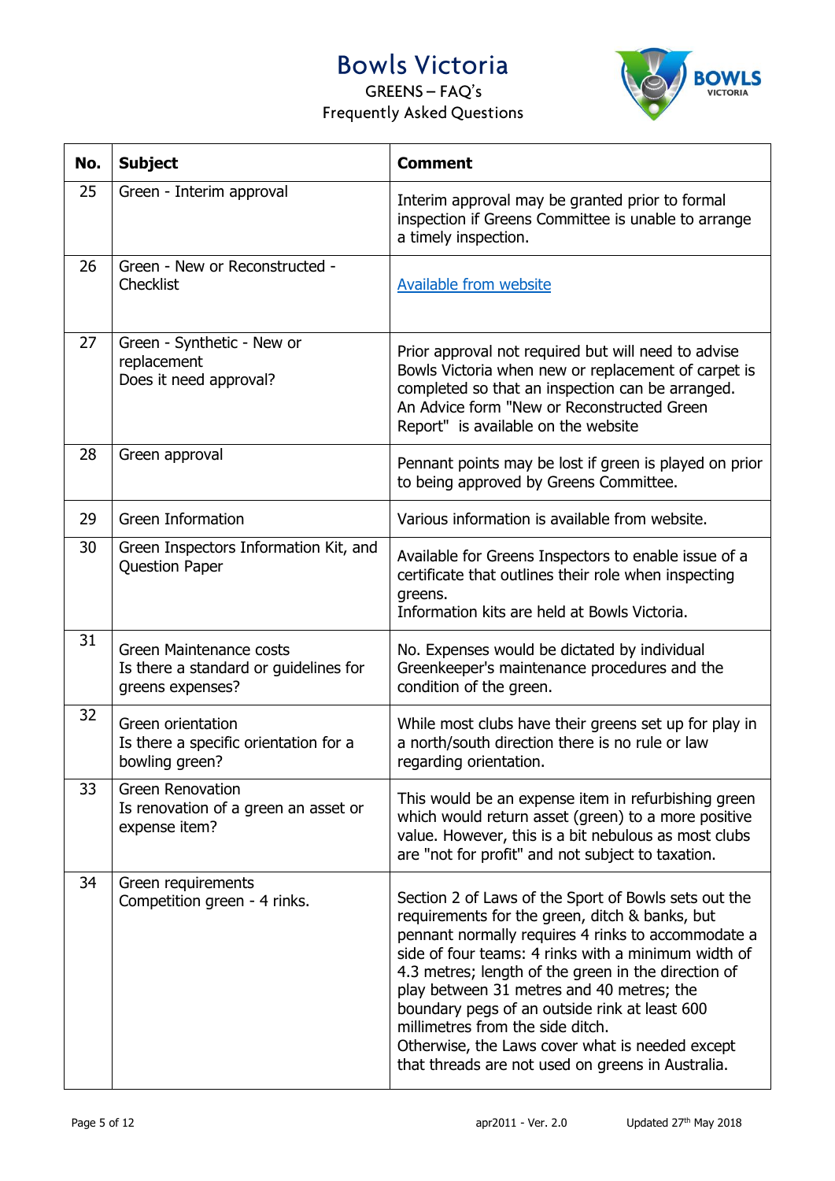# Bowls Victoria

GREENS – FAQ's
Frequently Asked Questions

| No. | Subject | Comment |
|---|---|---|
| 25 | Green - Interim approval | Interim approval may be granted prior to formal inspection if Greens Committee is unable to arrange a timely inspection. |
| 26 | Green - New or Reconstructed - Checklist | Available from website |
| 27 | Green - Synthetic - New or replacement<br>Does it need approval? | Prior approval not required but will need to advise Bowls Victoria when new or replacement of carpet is completed so that an inspection can be arranged. An Advice form "New or Reconstructed Green Report" is available on the website |
| 28 | Green approval | Pennant points may be lost if green is played on prior to being approved by Greens Committee. |
| 29 | Green Information | Various information is available from website. |
| 30 | Green Inspectors Information Kit, and Question Paper | Available for Greens Inspectors to enable issue of a certificate that outlines their role when inspecting greens.<br>Information kits are held at Bowls Victoria. |
| 31 | Green Maintenance costs<br>Is there a standard or guidelines for greens expenses? | No. Expenses would be dictated by individual Greenkeeper's maintenance procedures and the condition of the green. |
| 32 | Green orientation<br>Is there a specific orientation for a bowling green? | While most clubs have their greens set up for play in a north/south direction there is no rule or law regarding orientation. |
| 33 | Green Renovation<br>Is renovation of a green an asset or expense item? | This would be an expense item in refurbishing green which would return asset (green) to a more positive value. However, this is a bit nebulous as most clubs are "not for profit" and not subject to taxation. |
| 34 | Green requirements<br>Competition green - 4 rinks. | Section 2 of Laws of the Sport of Bowls sets out the requirements for the green, ditch & banks, but pennant normally requires 4 rinks to accommodate a side of four teams: 4 rinks with a minimum width of 4.3 metres; length of the green in the direction of play between 31 metres and 40 metres; the boundary pegs of an outside rink at least 600 millimetres from the side ditch.<br>Otherwise, the Laws cover what is needed except that threads are not used on greens in Australia. |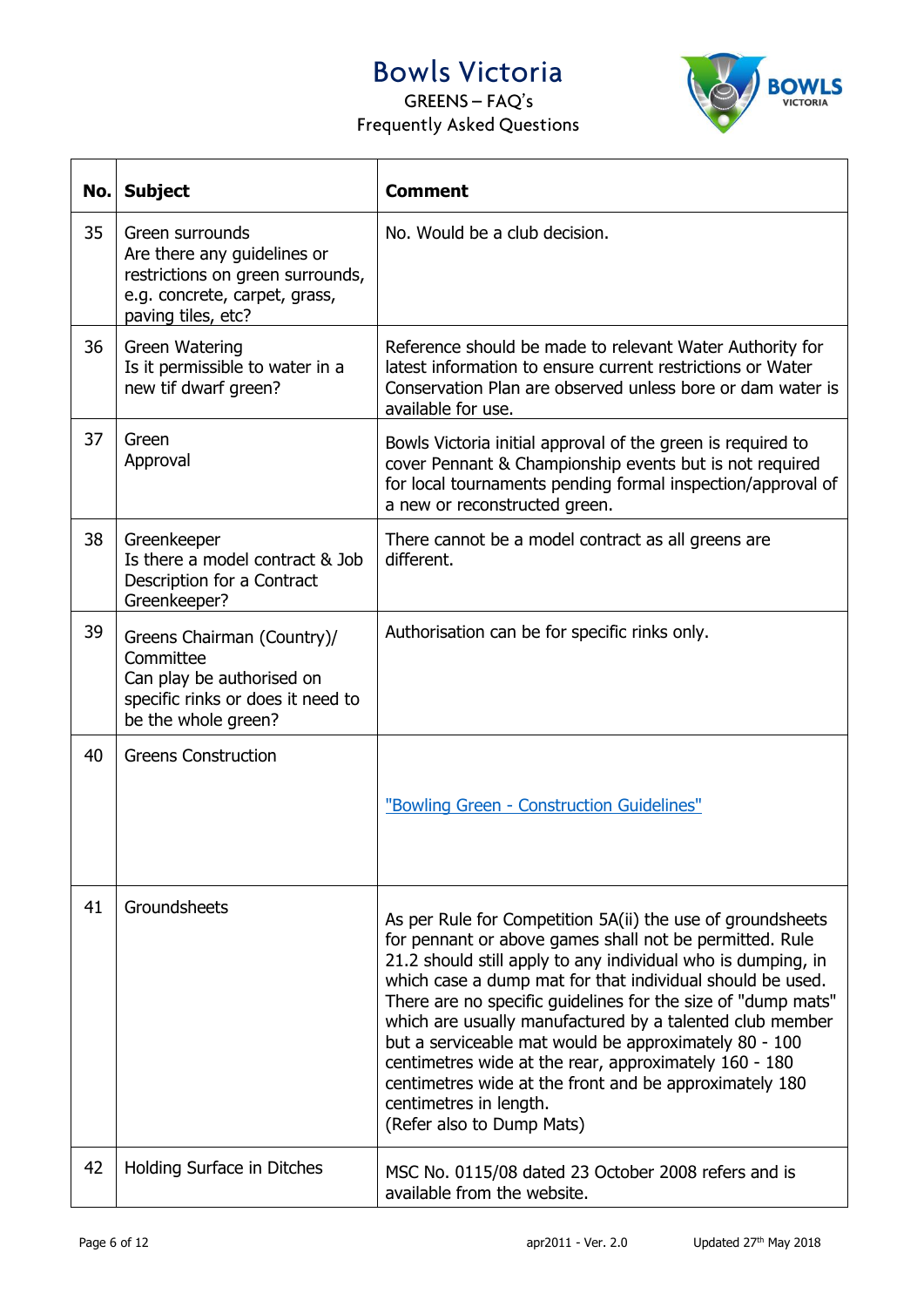| No. | Subject | Comment |
|---|---|---|
| 35 | Green surrounds<br>Are there any guidelines or restrictions on green surrounds, e.g. concrete, carpet, grass, paving tiles, etc? | No. Would be a club decision. |
| 36 | Green Watering<br>Is it permissible to water in a new tif dwarf green? | Reference should be made to relevant Water Authority for latest information to ensure current restrictions or Water Conservation Plan are observed unless bore or dam water is available for use. |
| 37 | Green<br>Approval | Bowls Victoria initial approval of the green is required to cover Pennant & Championship events but is not required for local tournaments pending formal inspection/approval of a new or reconstructed green. |
| 38 | Greenkeeper<br>Is there a model contract & Job Description for a Contract Greenkeeper? | There cannot be a model contract as all greens are different. |
| 39 | Greens Chairman (Country)/ Committee<br>Can play be authorised on specific rinks or does it need to be the whole green? | Authorisation can be for specific rinks only. |
| 40 | Greens Construction | "Bowling Green - Construction Guidelines" |
| 41 | Groundsheets | As per Rule for Competition 5A(ii) the use of groundsheets for pennant or above games shall not be permitted. Rule 21.2 should still apply to any individual who is dumping, in which case a dump mat for that individual should be used. There are no specific guidelines for the size of "dump mats" which are usually manufactured by a talented club member but a serviceable mat would be approximately 80 - 100 centimetres wide at the rear, approximately 160 - 180 centimetres wide at the front and be approximately 180 centimetres in length.<br>(Refer also to Dump Mats) |
| 42 | Holding Surface in Ditches | MSC No. 0115/08 dated 23 October 2008 refers and is available from the website. |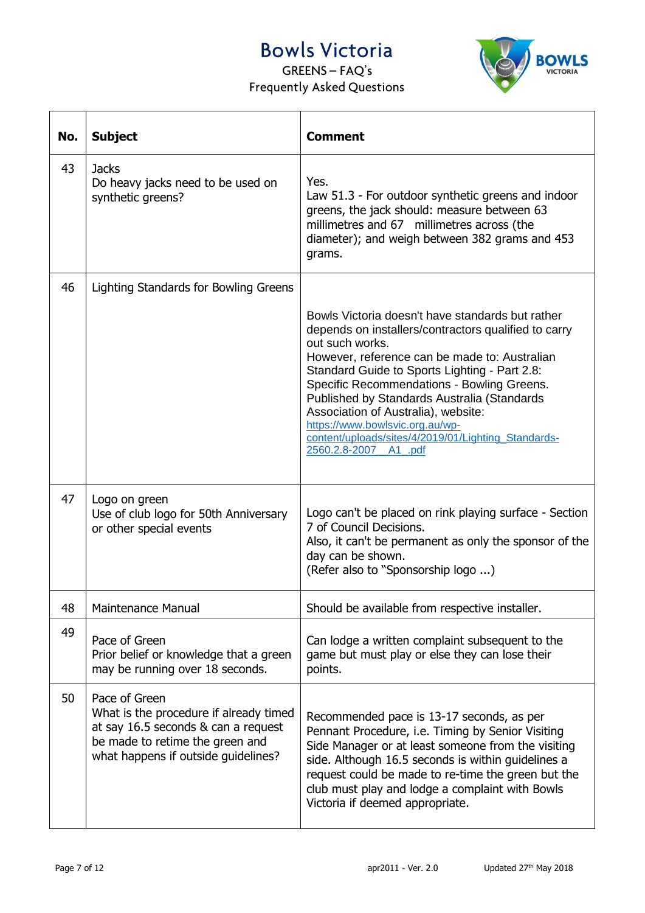# Bowls Victoria

GREENS – FAQ's

Frequently Asked Questions

| No. | Subject | Comment |
|---|---|---|
| 43 | Jacks<br>Do heavy jacks need to be used on synthetic greens? | Yes.<br>Law 51.3 - For outdoor synthetic greens and indoor greens, the jack should: measure between 63 millimetres and 67 millimetres across (the diameter); and weigh between 382 grams and 453 grams. |
| 46 | Lighting Standards for Bowling Greens | Bowls Victoria doesn't have standards but rather depends on installers/contractors qualified to carry out such works.<br>However, reference can be made to: Australian Standard Guide to Sports Lighting - Part 2.8: Specific Recommendations - Bowling Greens. Published by Standards Australia (Standards Association of Australia), website: https://www.bowlsvic.org.au/wp-content/uploads/sites/4/2019/01/Lighting_Standards-2560.2.8-2007__A1_.pdf |
| 47 | Logo on green<br>Use of club logo for 50th Anniversary or other special events | Logo can't be placed on rink playing surface - Section 7 of Council Decisions.<br>Also, it can't be permanent as only the sponsor of the day can be shown.<br>(Refer also to "Sponsorship logo ...) |
| 48 | Maintenance Manual | Should be available from respective installer. |
| 49 | Pace of Green<br>Prior belief or knowledge that a green may be running over 18 seconds. | Can lodge a written complaint subsequent to the game but must play or else they can lose their points. |
| 50 | Pace of Green<br>What is the procedure if already timed at say 16.5 seconds & can a request be made to retime the green and what happens if outside guidelines? | Recommended pace is 13-17 seconds, as per Pennant Procedure, i.e. Timing by Senior Visiting Side Manager or at least someone from the visiting side. Although 16.5 seconds is within guidelines a request could be made to re-time the green but the club must play and lodge a complaint with Bowls Victoria if deemed appropriate. |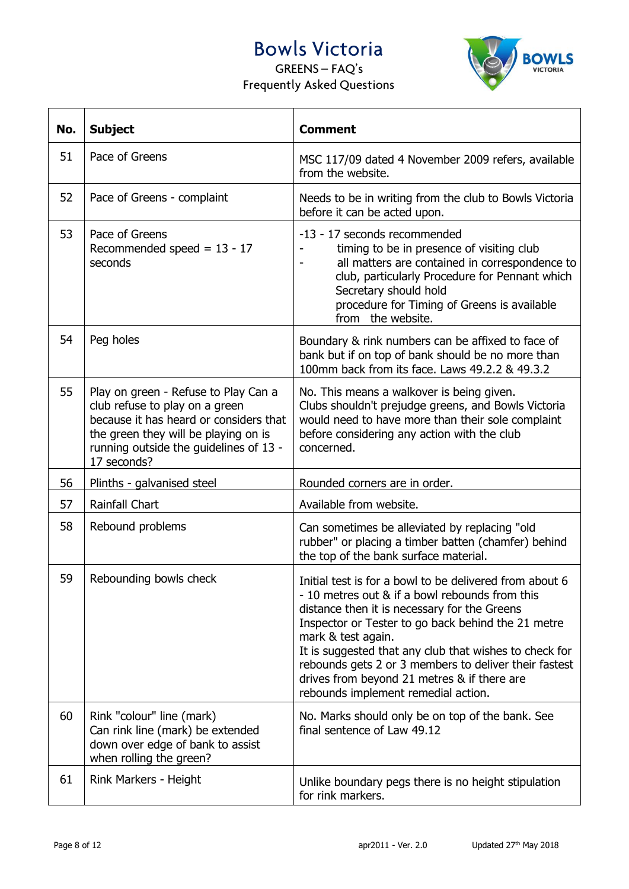# Bowls Victoria

GREENS – FAQ's
Frequently Asked Questions

| No. | Subject | Comment |
|---|---|---|
| 51 | Pace of Greens | MSC 117/09 dated 4 November 2009 refers, available from the website. |
| 52 | Pace of Greens - complaint | Needs to be in writing from the club to Bowls Victoria before it can be acted upon. |
| 53 | Pace of Greens<br>Recommended speed = 13 - 17 seconds | -13 - 17 seconds recommended<br>- timing to be in presence of visiting club<br>- all matters are contained in correspondence to club, particularly Procedure for Pennant which Secretary should hold<br>procedure for Timing of Greens is available from the website. |
| 54 | Peg holes | Boundary & rink numbers can be affixed to face of bank but if on top of bank should be no more than 100mm back from its face. Laws 49.2.2 & 49.3.2 |
| 55 | Play on green - Refuse to Play Can a club refuse to play on a green because it has heard or considers that the green they will be playing on is running outside the guidelines of 13 - 17 seconds? | No. This means a walkover is being given.<br>Clubs shouldn't prejudge greens, and Bowls Victoria would need to have more than their sole complaint before considering any action with the club concerned. |
| 56 | Plinths - galvanised steel | Rounded corners are in order. |
| 57 | Rainfall Chart | Available from website. |
| 58 | Rebound problems | Can sometimes be alleviated by replacing "old rubber" or placing a timber batten (chamfer) behind the top of the bank surface material. |
| 59 | Rebounding bowls check | Initial test is for a bowl to be delivered from about 6 - 10 metres out & if a bowl rebounds from this distance then it is necessary for the Greens Inspector or Tester to go back behind the 21 metre mark & test again.<br>It is suggested that any club that wishes to check for rebounds gets 2 or 3 members to deliver their fastest drives from beyond 21 metres & if there are rebounds implement remedial action. |
| 60 | Rink "colour" line (mark)<br>Can rink line (mark) be extended down over edge of bank to assist when rolling the green? | No. Marks should only be on top of the bank. See final sentence of Law 49.12 |
| 61 | Rink Markers - Height | Unlike boundary pegs there is no height stipulation for rink markers. |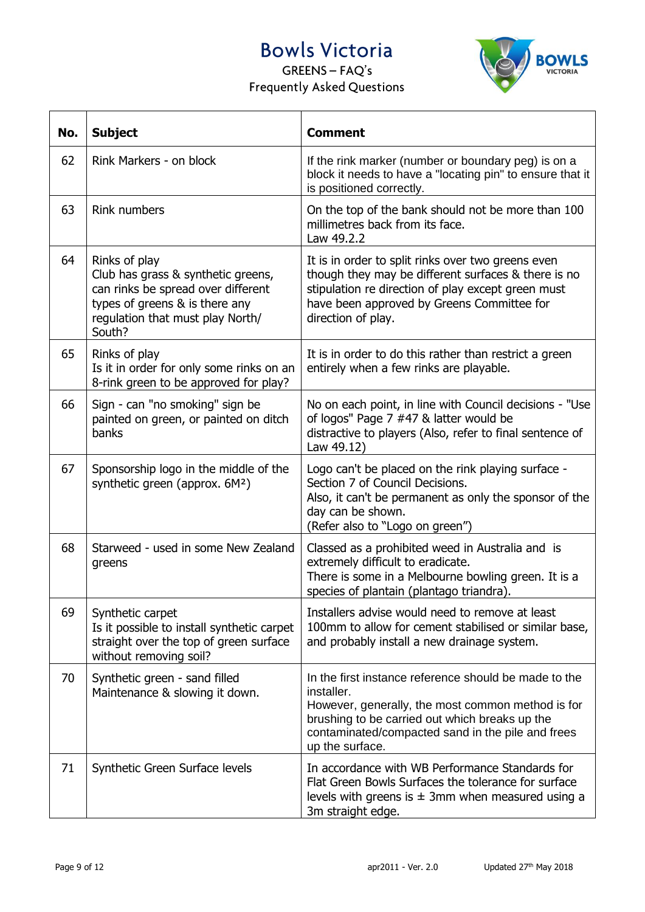| No. | Subject | Comment |
|---|---|---|
| 62 | Rink Markers - on block | If the rink marker (number or boundary peg) is on a block it needs to have a "locating pin" to ensure that it is positioned correctly. |
| 63 | Rink numbers | On the top of the bank should not be more than 100 millimetres back from its face.<br>Law 49.2.2 |
| 64 | Rinks of play<br>Club has grass & synthetic greens, can rinks be spread over different types of greens & is there any regulation that must play North/ South? | It is in order to split rinks over two greens even though they may be different surfaces & there is no stipulation re direction of play except green must have been approved by Greens Committee for direction of play. |
| 65 | Rinks of play<br>Is it in order for only some rinks on an 8-rink green to be approved for play? | It is in order to do this rather than restrict a green entirely when a few rinks are playable. |
| 66 | Sign - can "no smoking" sign be painted on green, or painted on ditch banks | No on each point, in line with Council decisions - "Use of logos" Page 7 #47 & latter would be distractive to players (Also, refer to final sentence of Law 49.12) |
| 67 | Sponsorship logo in the middle of the synthetic green (approx. $6M^2$) | Logo can't be placed on the rink playing surface - Section 7 of Council Decisions.<br>Also, it can't be permanent as only the sponsor of the day can be shown.<br>(Refer also to "Logo on green") |
| 68 | Starweed - used in some New Zealand greens | Classed as a prohibited weed in Australia and is extremely difficult to eradicate.<br>There is some in a Melbourne bowling green. It is a species of plantain (plantago triandra). |
| 69 | Synthetic carpet<br>Is it possible to install synthetic carpet straight over the top of green surface without removing soil? | Installers advise would need to remove at least 100mm to allow for cement stabilised or similar base, and probably install a new drainage system. |
| 70 | Synthetic green - sand filled<br>Maintenance & slowing it down. | In the first instance reference should be made to the installer.<br>However, generally, the most common method is for brushing to be carried out which breaks up the contaminated/compacted sand in the pile and frees up the surface. |
| 71 | Synthetic Green Surface levels | In accordance with WB Performance Standards for Flat Green Bowls Surfaces the tolerance for surface levels with greens is ± 3mm when measured using a 3m straight edge. |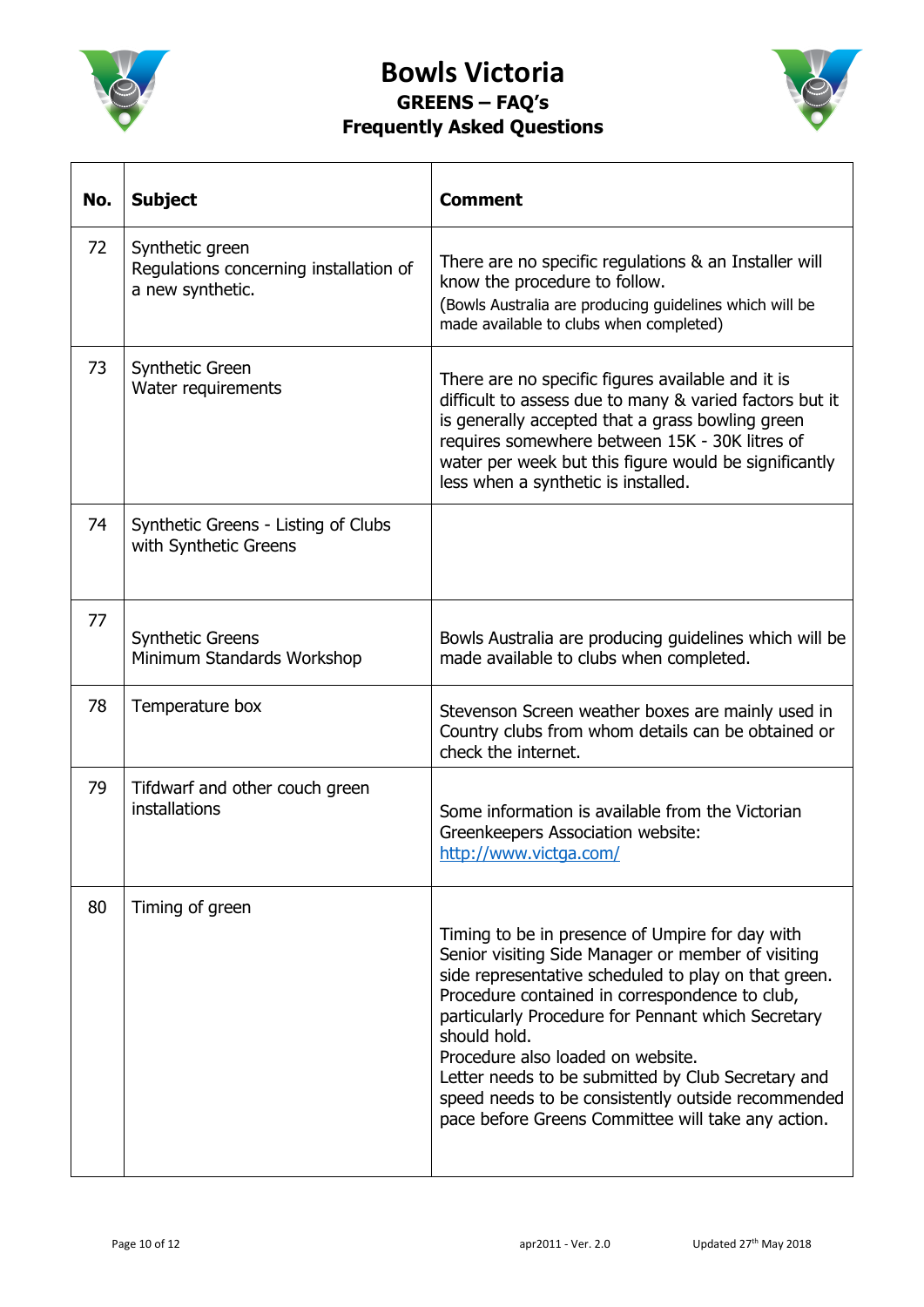# Bowls Victoria

## GREENS – FAQ's

## Frequently Asked Questions

| No. | Subject | Comment |
|---|---|---|
| 72 | Synthetic green<br>Regulations concerning installation of a new synthetic. | There are no specific regulations & an Installer will know the procedure to follow.<br>(Bowls Australia are producing guidelines which will be made available to clubs when completed) |
| 73 | Synthetic Green<br>Water requirements | There are no specific figures available and it is difficult to assess due to many & varied factors but it is generally accepted that a grass bowling green requires somewhere between 15K - 30K litres of water per week but this figure would be significantly less when a synthetic is installed. |
| 74 | Synthetic Greens - Listing of Clubs with Synthetic Greens | |
| 77 | Synthetic Greens<br>Minimum Standards Workshop | Bowls Australia are producing guidelines which will be made available to clubs when completed. |
| 78 | Temperature box | Stevenson Screen weather boxes are mainly used in Country clubs from whom details can be obtained or check the internet. |
| 79 | Tifdwarf and other couch green installations | Some information is available from the Victorian Greenkeepers Association website: [http://www.victga.com/](http://www.victga.com/) |
| 80 | Timing of green | Timing to be in presence of Umpire for day with Senior visiting Side Manager or member of visiting side representative scheduled to play on that green.<br>Procedure contained in correspondence to club, particularly Procedure for Pennant which Secretary should hold.<br>Procedure also loaded on website.<br>Letter needs to be submitted by Club Secretary and speed needs to be consistently outside recommended pace before Greens Committee will take any action. |

apr2011 - Ver. 2.0 Updated 27th May 2018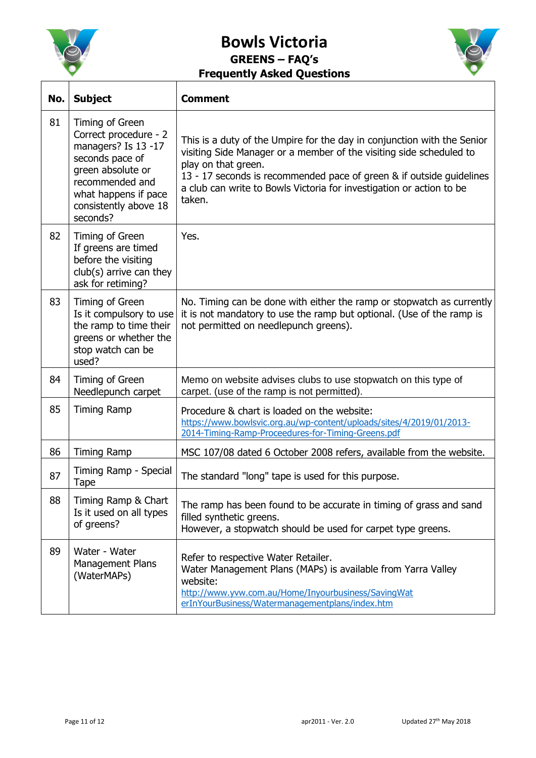# Bowls Victoria

## GREENS – FAQ's

## Frequently Asked Questions

| No. | Subject | Comment |
|---|---|---|
| 81 | Timing of Green<br>Correct procedure - 2 managers? Is 13 -17 seconds pace of green absolute or recommended and what happens if pace consistently above 18 seconds? | This is a duty of the Umpire for the day in conjunction with the Senior visiting Side Manager or a member of the visiting side scheduled to play on that green.<br>13 - 17 seconds is recommended pace of green & if outside guidelines a club can write to Bowls Victoria for investigation or action to be taken. |
| 82 | Timing of Green<br>If greens are timed before the visiting club(s) arrive can they ask for retiming? | Yes. |
| 83 | Timing of Green<br>Is it compulsory to use the ramp to time their greens or whether the stop watch can be used? | No. Timing can be done with either the ramp or stopwatch as currently it is not mandatory to use the ramp but optional. (Use of the ramp is not permitted on needlepunch greens). |
| 84 | Timing of Green<br>Needlepunch carpet | Memo on website advises clubs to use stopwatch on this type of carpet. (use of the ramp is not permitted). |
| 85 | Timing Ramp | Procedure & chart is loaded on the website:<br>https://www.bowlsvic.org.au/wp-content/uploads/sites/4/2019/01/2013-2014-Timing-Ramp-Proceedures-for-Timing-Greens.pdf |
| 86 | Timing Ramp | MSC 107/08 dated 6 October 2008 refers, available from the website. |
| 87 | Timing Ramp - Special Tape | The standard "long" tape is used for this purpose. |
| 88 | Timing Ramp & Chart<br>Is it used on all types of greens? | The ramp has been found to be accurate in timing of grass and sand filled synthetic greens.<br>However, a stopwatch should be used for carpet type greens. |
| 89 | Water - Water Management Plans (WaterMAPs) | Refer to respective Water Retailer.<br>Water Management Plans (MAPs) is available from Yarra Valley website:<br>http://www.yvw.com.au/Home/Inyourbusiness/SavingWaterInYourBusiness/Watermanagementplans/index.htm |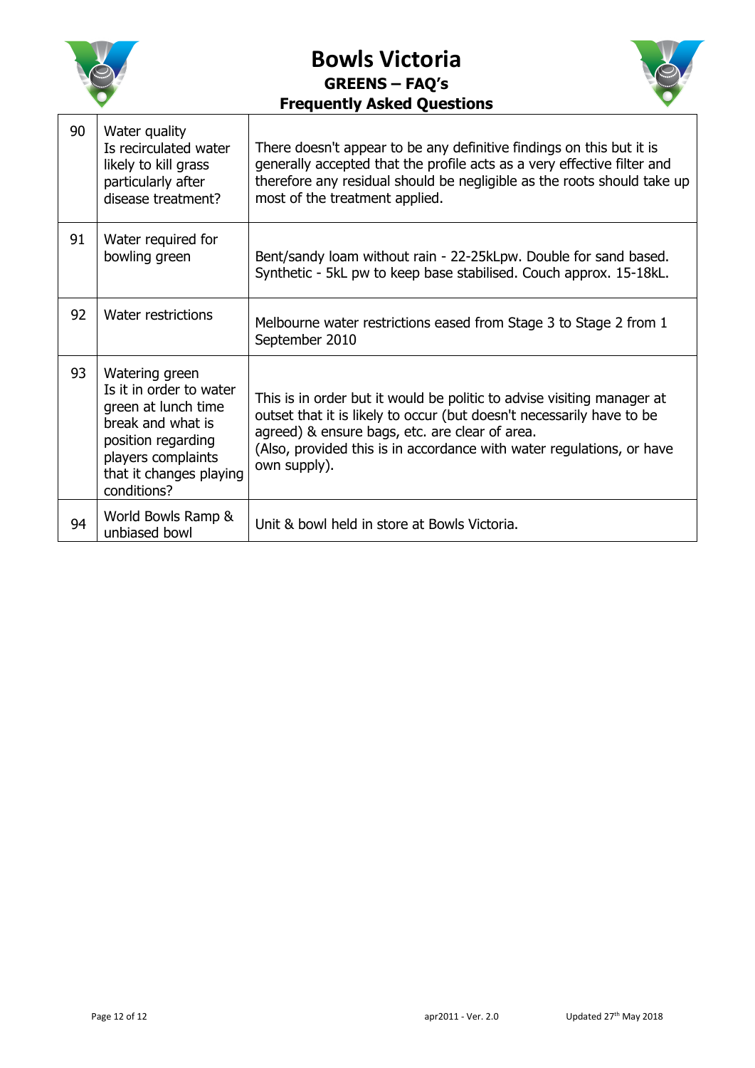| | | |
|---|---|---|
| 90 | Water quality<br>Is recirculated water likely to kill grass particularly after disease treatment? | There doesn't appear to be any definitive findings on this but it is generally accepted that the profile acts as a very effective filter and therefore any residual should be negligible as the roots should take up most of the treatment applied. |
| 91 | Water required for bowling green | Bent/sandy loam without rain - 22-25kLpw. Double for sand based. Synthetic - 5kL pw to keep base stabilised. Couch approx. 15-18kL. |
| 92 | Water restrictions | Melbourne water restrictions eased from Stage 3 to Stage 2 from 1 September 2010 |
| 93 | Watering green<br>Is it in order to water green at lunch time break and what is position regarding players complaints that it changes playing conditions? | This is in order but it would be politic to advise visiting manager at outset that it is likely to occur (but doesn't necessarily have to be agreed) & ensure bags, etc. are clear of area.<br>(Also, provided this is in accordance with water regulations, or have own supply). |
| 94 | World Bowls Ramp & unbiased bowl | Unit & bowl held in store at Bowls Victoria. |